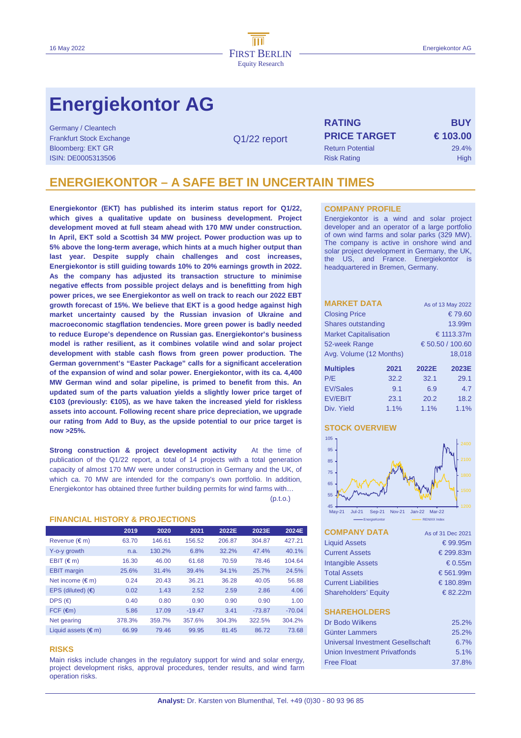# Energiekontor AG

Germany / Cleantech
Frankfurt Stock Exchange
Bloomberg: EKT GR
ISIN: DE0005313506

Q1/22 report

| | |
|---|---|
| **RATING** | **BUY** |
| **PRICE TARGET** | **€ 103.00** |
| Return Potential | 29.4% |
| Risk Rating | High |

## ENERGIEKONTOR – A SAFE BET IN UNCERTAIN TIMES

**Energiekontor (EKT) has published its interim status report for Q1/22, which gives a qualitative update on business development. Project development moved at full steam ahead with 170 MW under construction. In April, EKT sold a Scottish 34 MW project. Power production was up to 5% above the long-term average, which hints at a much higher output than last year. Despite supply chain challenges and cost increases, Energiekontor is still guiding towards 10% to 20% earnings growth in 2022. As the company has adjusted its transaction structure to minimise negative effects from possible project delays and is benefitting from high power prices, we see Energiekontor as well on track to reach our 2022 EBT growth forecast of 15%. We believe that EKT is a good hedge against high market uncertainty caused by the Russian invasion of Ukraine and macroeconomic stagflation tendencies. More green power is badly needed to reduce Europe's dependence on Russian gas. Energiekontor's business model is rather resilient, as it combines volatile wind and solar project development with stable cash flows from green power production. The German government's "Easter Package" calls for a significant acceleration of the expansion of wind and solar power. Energiekontor, with its ca. 4,400 MW German wind and solar pipeline, is primed to benefit from this. An updated sum of the parts valuation yields a slightly lower price target of €103 (previously: €105), as we have taken the increased yield for riskless assets into account. Following recent share price depreciation, we upgrade our rating from Add to Buy, as the upside potential to our price target is now >25%.**

**Strong construction & project development activity** At the time of publication of the Q1/22 report, a total of 14 projects with a total generation capacity of almost 170 MW were under construction in Germany and the UK, of which ca. 70 MW are intended for the company's own portfolio. In addition, Energiekontor has obtained three further building permits for wind farms with… (p.t.o.)

### FINANCIAL HISTORY & PROJECTIONS

| | 2019 | 2020 | 2021 | 2022E | 2023E | 2024E |
|---|---|---|---|---|---|---|
| Revenue (€ m) | 63.70 | 146.61 | 156.52 | 206.87 | 304.87 | 427.21 |
| Y-o-y growth | n.a. | 130.2% | 6.8% | 32.2% | 47.4% | 40.1% |
| EBIT (€ m) | 16.30 | 46.00 | 61.68 | 70.59 | 78.46 | 104.64 |
| EBIT margin | 25.6% | 31.4% | 39.4% | 34.1% | 25.7% | 24.5% |
| Net income (€ m) | 0.24 | 20.43 | 36.21 | 36.28 | 40.05 | 56.88 |
| EPS (diluted) (€) | 0.02 | 1.43 | 2.52 | 2.59 | 2.86 | 4.06 |
| DPS (€) | 0.40 | 0.80 | 0.90 | 0.90 | 0.90 | 1.00 |
| FCF (€m) | 5.86 | 17.09 | -19.47 | 3.41 | -73.87 | -70.04 |
| Net gearing | 378.3% | 359.7% | 357.6% | 304.3% | 322.5% | 304.2% |
| Liquid assets (€ m) | 66.99 | 79.46 | 99.95 | 81.45 | 86.72 | 73.68 |

### RISKS

Main risks include changes in the regulatory support for wind and solar energy, project development risks, approval procedures, tender results, and wind farm operation risks.

### COMPANY PROFILE

Energiekontor is a wind and solar project developer and an operator of a large portfolio of own wind farms and solar parks (329 MW). The company is active in onshore wind and solar project development in Germany, the UK, the US, and France. Energiekontor is headquartered in Bremen, Germany.

### MARKET DATA

As of 13 May 2022

| | |
|---|---|
| Closing Price | € 79.60 |
| Shares outstanding | 13.99m |
| Market Capitalisation | € 1113.37m |
| 52-week Range | € 50.50 / 100.60 |
| Avg. Volume (12 Months) | 18,018 |

| Multiples | 2021 | 2022E | 2023E |
|---|---|---|---|
| P/E | 32.2 | 32.1 | 29.1 |
| EV/Sales | 9.1 | 6.9 | 4.7 |
| EV/EBIT | 23.1 | 20.2 | 18.2 |
| Div. Yield | 1.1% | 1.1% | 1.1% |

### STOCK OVERVIEW

### COMPANY DATA

As of 31 Dec 2021

| | |
|---|---|
| Liquid Assets | € 99.95m |
| Current Assets | € 299.83m |
| Intangible Assets | € 0.55m |
| Total Assets | € 561.99m |
| Current Liabilities | € 180.89m |
| Shareholders' Equity | € 82.22m |

### SHAREHOLDERS

| | |
|---|---|
| Dr Bodo Wilkens | 25.2% |
| Günter Lammers | 25.2% |
| Universal Investment Gesellschaft | 6.7% |
| Union Investment Privatfonds | 5.1% |
| Free Float | 37.8% |

**Analyst:** Dr. Karsten von Blumenthal, Tel. +49 (0)30 - 80 93 96 85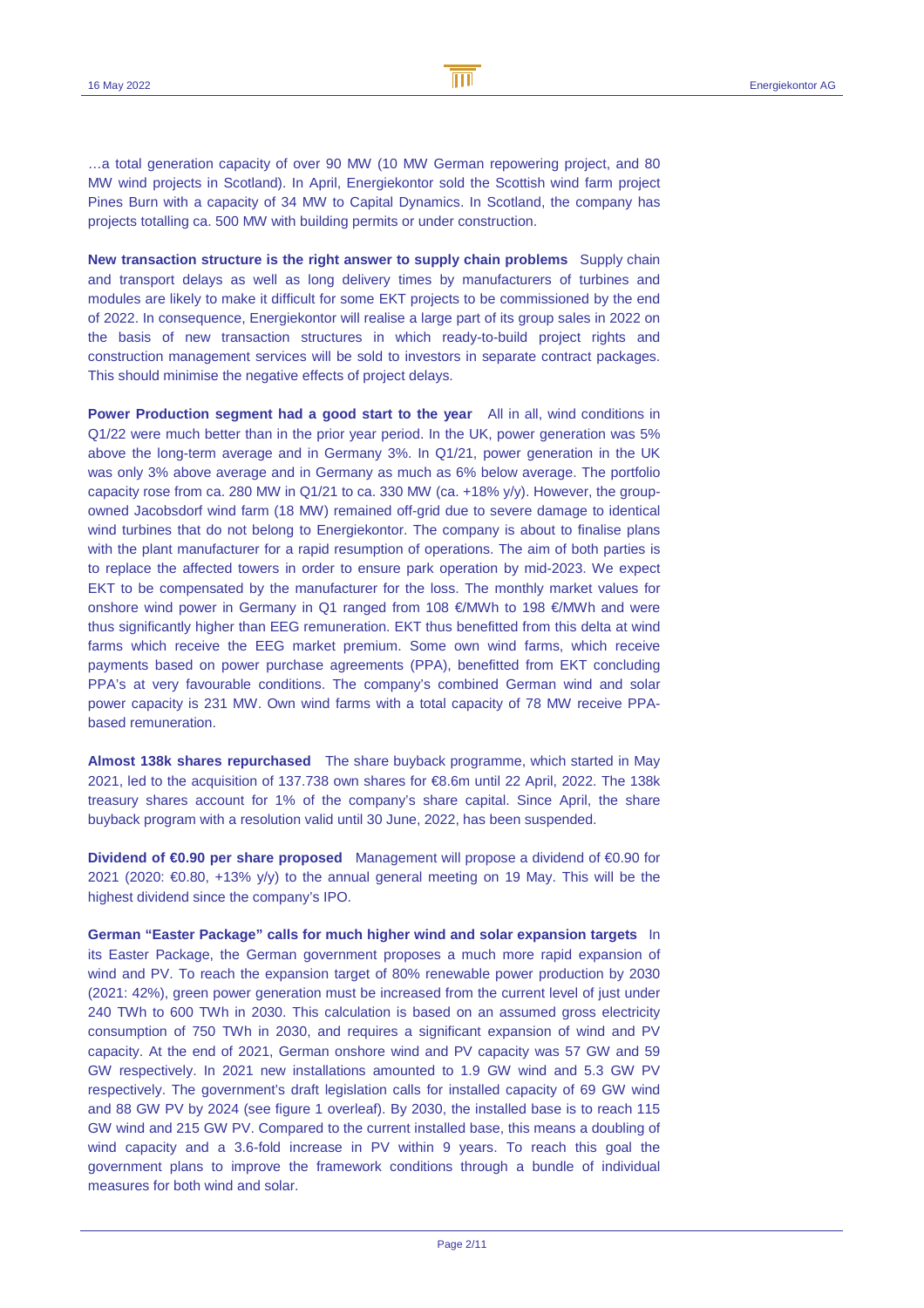…a total generation capacity of over 90 MW (10 MW German repowering project, and 80 MW wind projects in Scotland). In April, Energiekontor sold the Scottish wind farm project Pines Burn with a capacity of 34 MW to Capital Dynamics. In Scotland, the company has projects totalling ca. 500 MW with building permits or under construction.

**New transaction structure is the right answer to supply chain problems** Supply chain and transport delays as well as long delivery times by manufacturers of turbines and modules are likely to make it difficult for some EKT projects to be commissioned by the end of 2022. In consequence, Energiekontor will realise a large part of its group sales in 2022 on the basis of new transaction structures in which ready-to-build project rights and construction management services will be sold to investors in separate contract packages. This should minimise the negative effects of project delays.

**Power Production segment had a good start to the year** All in all, wind conditions in Q1/22 were much better than in the prior year period. In the UK, power generation was 5% above the long-term average and in Germany 3%. In Q1/21, power generation in the UK was only 3% above average and in Germany as much as 6% below average. The portfolio capacity rose from ca. 280 MW in Q1/21 to ca. 330 MW (ca. +18% y/y). However, the group-owned Jacobsdorf wind farm (18 MW) remained off-grid due to severe damage to identical wind turbines that do not belong to Energiekontor. The company is about to finalise plans with the plant manufacturer for a rapid resumption of operations. The aim of both parties is to replace the affected towers in order to ensure park operation by mid-2023. We expect EKT to be compensated by the manufacturer for the loss. The monthly market values for onshore wind power in Germany in Q1 ranged from 108 €/MWh to 198 €/MWh and were thus significantly higher than EEG remuneration. EKT thus benefitted from this delta at wind farms which receive the EEG market premium. Some own wind farms, which receive payments based on power purchase agreements (PPA), benefitted from EKT concluding PPA's at very favourable conditions. The company's combined German wind and solar power capacity is 231 MW. Own wind farms with a total capacity of 78 MW receive PPA-based remuneration.

**Almost 138k shares repurchased** The share buyback programme, which started in May 2021, led to the acquisition of 137.738 own shares for €8.6m until 22 April, 2022. The 138k treasury shares account for 1% of the company's share capital. Since April, the share buyback program with a resolution valid until 30 June, 2022, has been suspended.

**Dividend of €0.90 per share proposed** Management will propose a dividend of €0.90 for 2021 (2020: €0.80, +13% y/y) to the annual general meeting on 19 May. This will be the highest dividend since the company's IPO.

**German "Easter Package" calls for much higher wind and solar expansion targets** In its Easter Package, the German government proposes a much more rapid expansion of wind and PV. To reach the expansion target of 80% renewable power production by 2030 (2021: 42%), green power generation must be increased from the current level of just under 240 TWh to 600 TWh in 2030. This calculation is based on an assumed gross electricity consumption of 750 TWh in 2030, and requires a significant expansion of wind and PV capacity. At the end of 2021, German onshore wind and PV capacity was 57 GW and 59 GW respectively. In 2021 new installations amounted to 1.9 GW wind and 5.3 GW PV respectively. The government's draft legislation calls for installed capacity of 69 GW wind and 88 GW PV by 2024 (see figure 1 overleaf). By 2030, the installed base is to reach 115 GW wind and 215 GW PV. Compared to the current installed base, this means a doubling of wind capacity and a 3.6-fold increase in PV within 9 years. To reach this goal the government plans to improve the framework conditions through a bundle of individual measures for both wind and solar.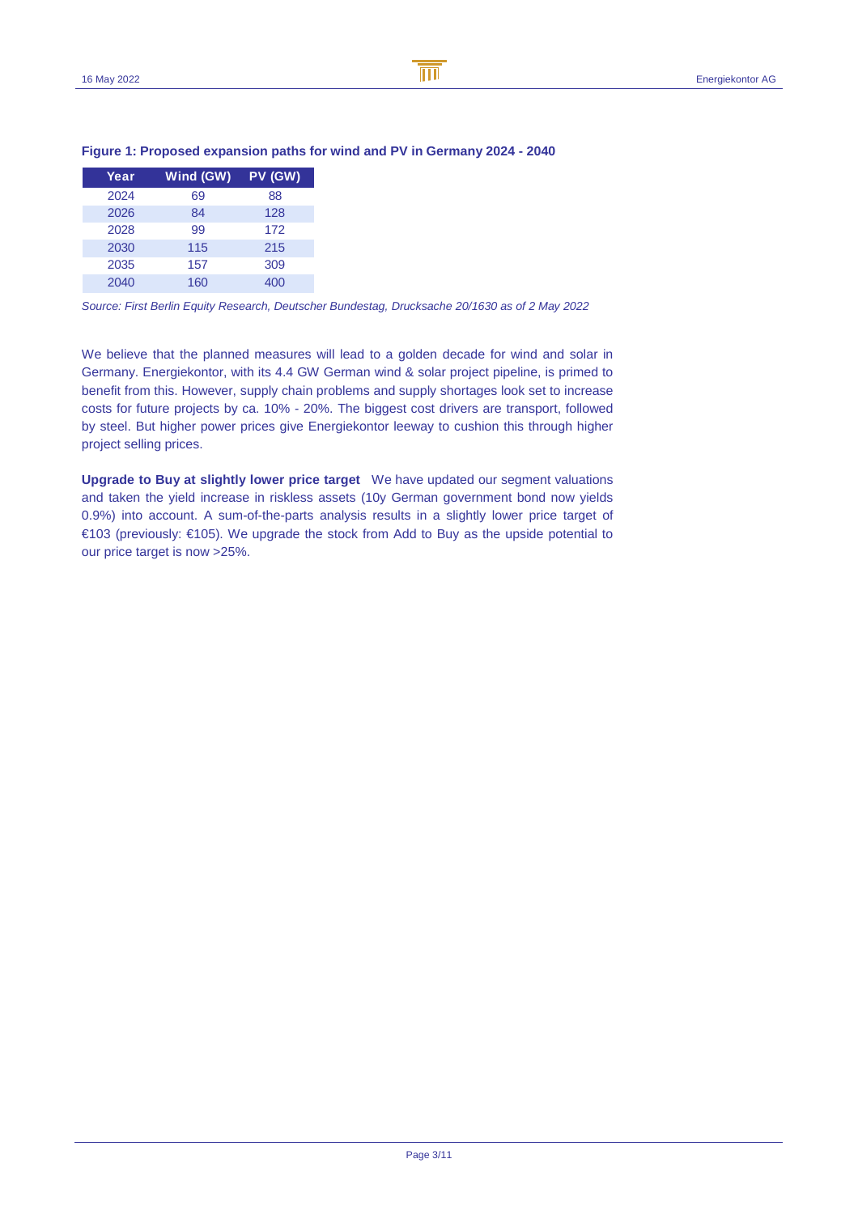**Figure 1: Proposed expansion paths for wind and PV in Germany 2024 - 2040**

| Year | Wind (GW) | PV (GW) |
|---|---|---|
| 2024 | 69 | 88 |
| 2026 | 84 | 128 |
| 2028 | 99 | 172 |
| 2030 | 115 | 215 |
| 2035 | 157 | 309 |
| 2040 | 160 | 400 |

*Source: First Berlin Equity Research, Deutscher Bundestag, Drucksache 20/1630 as of 2 May 2022*

We believe that the planned measures will lead to a golden decade for wind and solar in Germany. Energiekontor, with its 4.4 GW German wind & solar project pipeline, is primed to benefit from this. However, supply chain problems and supply shortages look set to increase costs for future projects by ca. 10% - 20%. The biggest cost drivers are transport, followed by steel. But higher power prices give Energiekontor leeway to cushion this through higher project selling prices.

**Upgrade to Buy at slightly lower price target** We have updated our segment valuations and taken the yield increase in riskless assets (10y German government bond now yields 0.9%) into account. A sum-of-the-parts analysis results in a slightly lower price target of €103 (previously: €105). We upgrade the stock from Add to Buy as the upside potential to our price target is now >25%.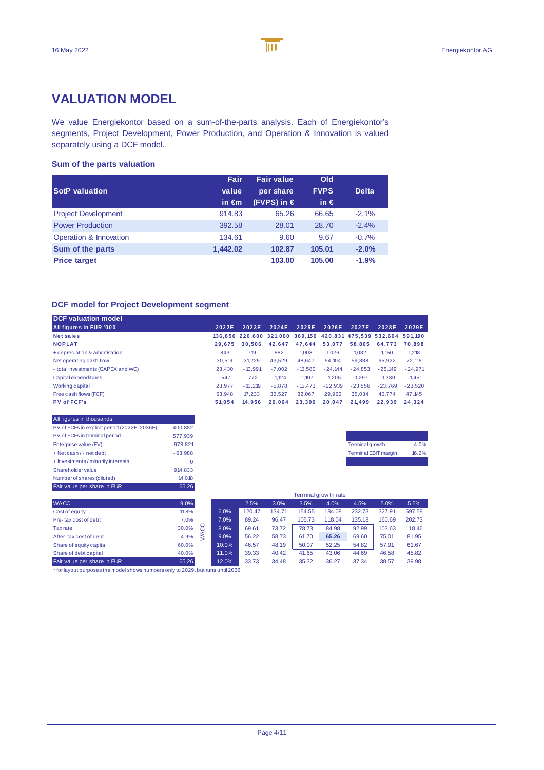# VALUATION MODEL

We value Energiekontor based on a sum-of-the-parts analysis. Each of Energiekontor's segments, Project Development, Power Production, and Operation & Innovation is valued separately using a DCF model.

### Sum of the parts valuation

| SotP valuation | Fair value in €m | Fair value per share (FVPS) in € | Old FVPS in € | Delta |
|---|---|---|---|---|
| Project Development | 914.83 | 65.26 | 66.65 | -2.1% |
| Power Production | 392.58 | 28.01 | 28.70 | -2.4% |
| Operation & Innovation | 134.61 | 9.60 | 9.67 | -0.7% |
| **Sum of the parts** | **1,442.02** | **102.87** | **105.01** | **-2.0%** |
| **Price target** | | **103.00** | **105.00** | **-1.9%** |

### DCF model for Project Development segment

| DCF valuation model<br>All figures in EUR '000 | 2022E | 2023E | 2024E | 2025E | 2026E | 2027E | 2028E | 2029E |
|---|---|---|---|---|---|---|---|---|
| **Net sales** | 136,850 | 220,600 | 321,000 | 369,150 | 420,831 | 475,539 | 532,604 | 591,190 |
| **NOPLAT** | 29,675 | 30,506 | 42,647 | 47,644 | 53,077 | 58,805 | 64,773 | 70,898 |
| + depreciation & amortisation | 843 | 719 | 882 | 1,003 | 1,026 | 1,082 | 1,150 | 1,218 |
| Net operating cash flow | 30,519 | 31,225 | 43,529 | 48,647 | 54,104 | 59,888 | 65,922 | 72,116 |
| - total investments (CAPEX and WC) | 23,430 | -13,991 | -7,002 | -16,580 | -24,144 | -24,853 | -25,149 | -24,971 |
| Capital expenditures | -547 | -772 | -1,124 | -1,107 | -1,205 | -1,297 | -1,380 | -1,451 |
| Working capital | 23,977 | -13,219 | -5,878 | -15,473 | -22,939 | -23,556 | -23,769 | -23,520 |
| Free cash flows (FCF) | 53,948 | 17,233 | 36,527 | 32,067 | 29,960 | 35,034 | 40,774 | 47,145 |
| **PV of FCF's** | 51,054 | 14,956 | 29,064 | 23,399 | 20,047 | 21,499 | 22,939 | 24,324 |

| All figures in thousands | |
|---|---|
| PV of FCFs in explicit period (2022E-2036E) | 400,882 |
| PV of FCFs in terminal period | 577,939 |
| Enterprise value (EV) | 978,821 |
| + Net cash / - net debt | -63,988 |
| + Investments / minority interests | 0 |
| Shareholder value | 914,833 |
| Number of shares (diluted) | 14,018 |
| Fair value per share in EUR | 65.26 |

| | |
|---|---|
| Terminal growth | 4.0% |
| Terminal EBIT margin | 16.2% |

| WACC | 9.0% |
|---|---|
| Cost of equity | 11.8% |
| Pre-tax cost of debt | 7.0% |
| Tax rate | 30.0% |
| After-tax cost of debt | 4.9% |
| Share of equity capital | 60.0% |
| Share of debt capital | 40.0% |
| Fair value per share in EUR | 65.26 |

| WACC \ Terminal growth rate | 2.5% | 3.0% | 3.5% | 4.0% | 4.5% | 5.0% | 5.5% |
|---|---|---|---|---|---|---|---|
| 6.0% | 120.47 | 134.71 | 154.55 | 184.08 | 232.73 | 327.91 | 597.58 |
| 7.0% | 89.24 | 96.47 | 105.73 | 118.04 | 135.18 | 160.69 | 202.73 |
| 8.0% | 69.61 | 73.72 | 78.73 | 84.98 | 92.99 | 103.63 | 118.46 |
| 9.0% | 56.22 | 58.73 | 61.70 | 65.26 | 69.60 | 75.01 | 81.95 |
| 10.0% | 46.57 | 48.19 | 50.07 | 52.25 | 54.82 | 57.91 | 61.67 |
| 11.0% | 39.33 | 40.42 | 41.65 | 43.06 | 44.69 | 46.58 | 48.82 |
| 12.0% | 33.73 | 34.48 | 35.32 | 36.27 | 37.34 | 38.57 | 39.98 |

* for layout purposes the model shows numbers only to 2029, but runs until 2036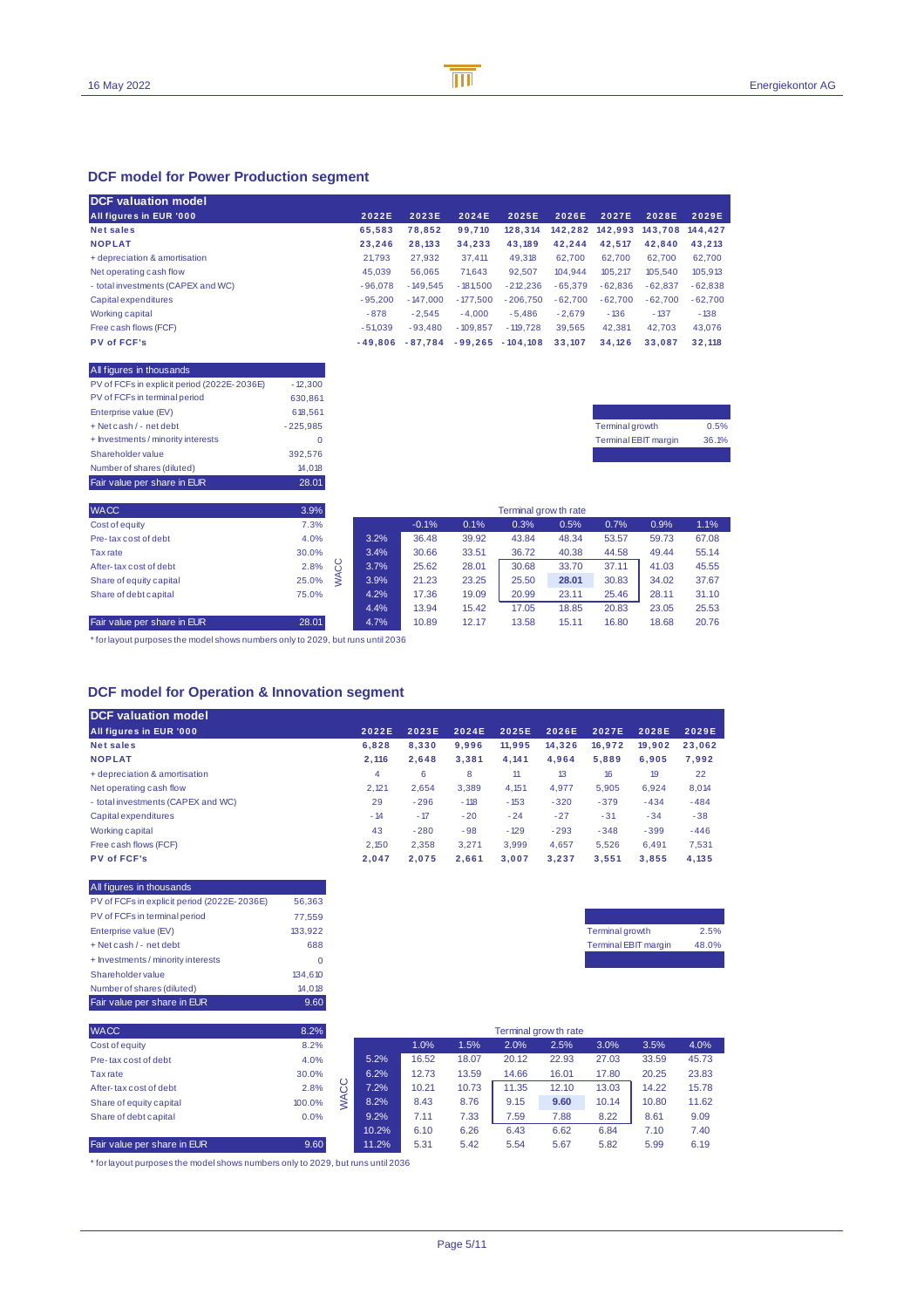## DCF model for Power Production segment

| DCF valuation model | | | | | | | | |
|---|---|---|---|---|---|---|---|---|
| All figures in EUR '000 | 2022E | 2023E | 2024E | 2025E | 2026E | 2027E | 2028E | 2029E |
| **Net sales** | **65,583** | **78,852** | **99,710** | **128,314** | **142,282** | **142,993** | **143,708** | **144,427** |
| **NOPLAT** | **23,246** | **28,133** | **34,233** | **43,189** | **42,244** | **42,517** | **42,840** | **43,213** |
| + depreciation & amortisation | 21,793 | 27,932 | 37,411 | 49,318 | 62,700 | 62,700 | 62,700 | 62,700 |
| Net operating cash flow | 45,039 | 56,065 | 71,643 | 92,507 | 104,944 | 105,217 | 105,540 | 105,913 |
| - total investments (CAPEX and WC) | -96,078 | -149,545 | -181,500 | -212,236 | -65,379 | -62,836 | -62,837 | -62,838 |
| Capital expenditures | -95,200 | -147,000 | -177,500 | -206,750 | -62,700 | -62,700 | -62,700 | -62,700 |
| Working capital | -878 | -2,545 | -4,000 | -5,486 | -2,679 | -136 | -137 | -138 |
| Free cash flows (FCF) | -51,039 | -93,480 | -109,857 | -119,728 | 39,565 | 42,381 | 42,703 | 43,076 |
| **PV of FCF's** | **-49,806** | **-87,784** | **-99,265** | **-104,108** | **33,107** | **34,126** | **33,087** | **32,118** |

| All figures in thousands | |
|---|---|
| PV of FCFs in explicit period (2022E-2036E) | -12,300 |
| PV of FCFs in terminal period | 630,861 |
| Enterprise value (EV) | 618,561 |
| + Net cash / - net debt | -225,985 |
| + Investments / minority interests | 0 |
| Shareholder value | 392,576 |
| Number of shares (diluted) | 14,018 |
| Fair value per share in EUR | 28.01 |

| | |
|---|---|
| Terminal growth | 0.5% |
| Terminal EBIT margin | 36.1% |

| WACC | 3.9% |
|---|---|
| Cost of equity | 7.3% |
| Pre-tax cost of debt | 4.0% |
| Tax rate | 30.0% |
| After-tax cost of debt | 2.8% |
| Share of equity capital | 25.0% |
| Share of debt capital | 75.0% |
| Fair value per share in EUR | 28.01 |

| WACC \ Terminal growth rate | -0.1% | 0.1% | 0.3% | 0.5% | 0.7% | 0.9% | 1.1% |
|---|---|---|---|---|---|---|---|
| 3.2% | 36.48 | 39.92 | 43.84 | 48.34 | 53.57 | 59.73 | 67.08 |
| 3.4% | 30.66 | 33.51 | 36.72 | 40.38 | 44.58 | 49.44 | 55.14 |
| 3.7% | 25.62 | 28.01 | 30.68 | 33.70 | 37.11 | 41.03 | 45.55 |
| 3.9% | 21.23 | 23.25 | 25.50 | **28.01** | 30.83 | 34.02 | 37.67 |
| 4.2% | 17.36 | 19.09 | 20.99 | 23.11 | 25.46 | 28.11 | 31.10 |
| 4.4% | 13.94 | 15.42 | 17.05 | 18.85 | 20.83 | 23.05 | 25.53 |
| 4.7% | 10.89 | 12.17 | 13.58 | 15.11 | 16.80 | 18.68 | 20.76 |

* for layout purposes the model shows numbers only to 2029, but runs until 2036

## DCF model for Operation & Innovation segment

| DCF valuation model | | | | | | | | |
|---|---|---|---|---|---|---|---|---|
| All figures in EUR '000 | 2022E | 2023E | 2024E | 2025E | 2026E | 2027E | 2028E | 2029E |
| **Net sales** | **6,828** | **8,330** | **9,996** | **11,995** | **14,326** | **16,972** | **19,902** | **23,062** |
| **NOPLAT** | **2,116** | **2,648** | **3,381** | **4,141** | **4,964** | **5,889** | **6,905** | **7,992** |
| + depreciation & amortisation | 4 | 6 | 8 | 11 | 13 | 16 | 19 | 22 |
| Net operating cash flow | 2,121 | 2,654 | 3,389 | 4,151 | 4,977 | 5,905 | 6,924 | 8,014 |
| - total investments (CAPEX and WC) | 29 | -296 | -118 | -153 | -320 | -379 | -434 | -484 |
| Capital expenditures | -14 | -17 | -20 | -24 | -27 | -31 | -34 | -38 |
| Working capital | 43 | -280 | -98 | -129 | -293 | -348 | -399 | -446 |
| Free cash flows (FCF) | 2,150 | 2,358 | 3,271 | 3,999 | 4,657 | 5,526 | 6,491 | 7,531 |
| **PV of FCF's** | **2,047** | **2,075** | **2,661** | **3,007** | **3,237** | **3,551** | **3,855** | **4,135** |

| All figures in thousands | |
|---|---|
| PV of FCFs in explicit period (2022E-2036E) | 56,363 |
| PV of FCFs in terminal period | 77,559 |
| Enterprise value (EV) | 133,922 |
| + Net cash / - net debt | 688 |
| + Investments / minority interests | 0 |
| Shareholder value | 134,610 |
| Number of shares (diluted) | 14,018 |
| Fair value per share in EUR | 9.60 |

| | |
|---|---|
| Terminal growth | 2.5% |
| Terminal EBIT margin | 48.0% |

| WACC | 8.2% |
|---|---|
| Cost of equity | 8.2% |
| Pre-tax cost of debt | 4.0% |
| Tax rate | 30.0% |
| After-tax cost of debt | 2.8% |
| Share of equity capital | 100.0% |
| Share of debt capital | 0.0% |
| Fair value per share in EUR | 9.60 |

| WACC \ Terminal growth rate | 1.0% | 1.5% | 2.0% | 2.5% | 3.0% | 3.5% | 4.0% |
|---|---|---|---|---|---|---|---|
| 5.2% | 16.52 | 18.07 | 20.12 | 22.93 | 27.03 | 33.59 | 45.73 |
| 6.2% | 12.73 | 13.59 | 14.66 | 16.01 | 17.80 | 20.25 | 23.83 |
| 7.2% | 10.21 | 10.73 | 11.35 | 12.10 | 13.03 | 14.22 | 15.78 |
| 8.2% | 8.43 | 8.76 | 9.15 | **9.60** | 10.14 | 10.80 | 11.62 |
| 9.2% | 7.11 | 7.33 | 7.59 | 7.88 | 8.22 | 8.61 | 9.09 |
| 10.2% | 6.10 | 6.26 | 6.43 | 6.62 | 6.84 | 7.10 | 7.40 |
| 11.2% | 5.31 | 5.42 | 5.54 | 5.67 | 5.82 | 5.99 | 6.19 |

* for layout purposes the model shows numbers only to 2029, but runs until 2036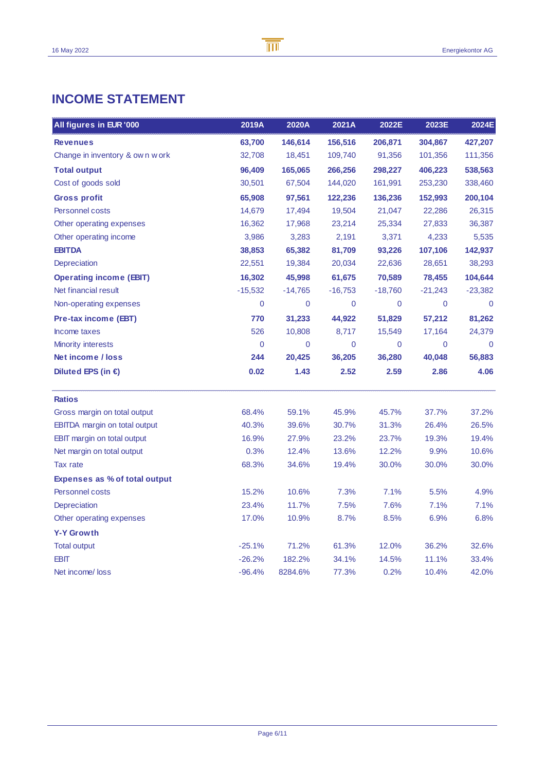# INCOME STATEMENT

| All figures in EUR '000 | 2019A | 2020A | 2021A | 2022E | 2023E | 2024E |
|---|---|---|---|---|---|---|
| **Revenues** | **63,700** | **146,614** | **156,516** | **206,871** | **304,867** | **427,207** |
| Change in inventory & own work | 32,708 | 18,451 | 109,740 | 91,356 | 101,356 | 111,356 |
| **Total output** | **96,409** | **165,065** | **266,256** | **298,227** | **406,223** | **538,563** |
| Cost of goods sold | 30,501 | 67,504 | 144,020 | 161,991 | 253,230 | 338,460 |
| **Gross profit** | **65,908** | **97,561** | **122,236** | **136,236** | **152,993** | **200,104** |
| Personnel costs | 14,679 | 17,494 | 19,504 | 21,047 | 22,286 | 26,315 |
| Other operating expenses | 16,362 | 17,968 | 23,214 | 25,334 | 27,833 | 36,387 |
| Other operating income | 3,986 | 3,283 | 2,191 | 3,371 | 4,233 | 5,535 |
| **EBITDA** | **38,853** | **65,382** | **81,709** | **93,226** | **107,106** | **142,937** |
| Depreciation | 22,551 | 19,384 | 20,034 | 22,636 | 28,651 | 38,293 |
| **Operating income (EBIT)** | **16,302** | **45,998** | **61,675** | **70,589** | **78,455** | **104,644** |
| Net financial result | -15,532 | -14,765 | -16,753 | -18,760 | -21,243 | -23,382 |
| Non-operating expenses | 0 | 0 | 0 | 0 | 0 | 0 |
| **Pre-tax income (EBT)** | **770** | **31,233** | **44,922** | **51,829** | **57,212** | **81,262** |
| Income taxes | 526 | 10,808 | 8,717 | 15,549 | 17,164 | 24,379 |
| Minority interests | 0 | 0 | 0 | 0 | 0 | 0 |
| **Net income / loss** | **244** | **20,425** | **36,205** | **36,280** | **40,048** | **56,883** |
| **Diluted EPS (in €)** | **0.02** | **1.43** | **2.52** | **2.59** | **2.86** | **4.06** |
| **Ratios** | | | | | | |
| Gross margin on total output | 68.4% | 59.1% | 45.9% | 45.7% | 37.7% | 37.2% |
| EBITDA margin on total output | 40.3% | 39.6% | 30.7% | 31.3% | 26.4% | 26.5% |
| EBIT margin on total output | 16.9% | 27.9% | 23.2% | 23.7% | 19.3% | 19.4% |
| Net margin on total output | 0.3% | 12.4% | 13.6% | 12.2% | 9.9% | 10.6% |
| Tax rate | 68.3% | 34.6% | 19.4% | 30.0% | 30.0% | 30.0% |
| **Expenses as % of total output** | | | | | | |
| Personnel costs | 15.2% | 10.6% | 7.3% | 7.1% | 5.5% | 4.9% |
| Depreciation | 23.4% | 11.7% | 7.5% | 7.6% | 7.1% | 7.1% |
| Other operating expenses | 17.0% | 10.9% | 8.7% | 8.5% | 6.9% | 6.8% |
| **Y-Y Growth** | | | | | | |
| Total output | -25.1% | 71.2% | 61.3% | 12.0% | 36.2% | 32.6% |
| EBIT | -26.2% | 182.2% | 34.1% | 14.5% | 11.1% | 33.4% |
| Net income/ loss | -96.4% | 8284.6% | 77.3% | 0.2% | 10.4% | 42.0% |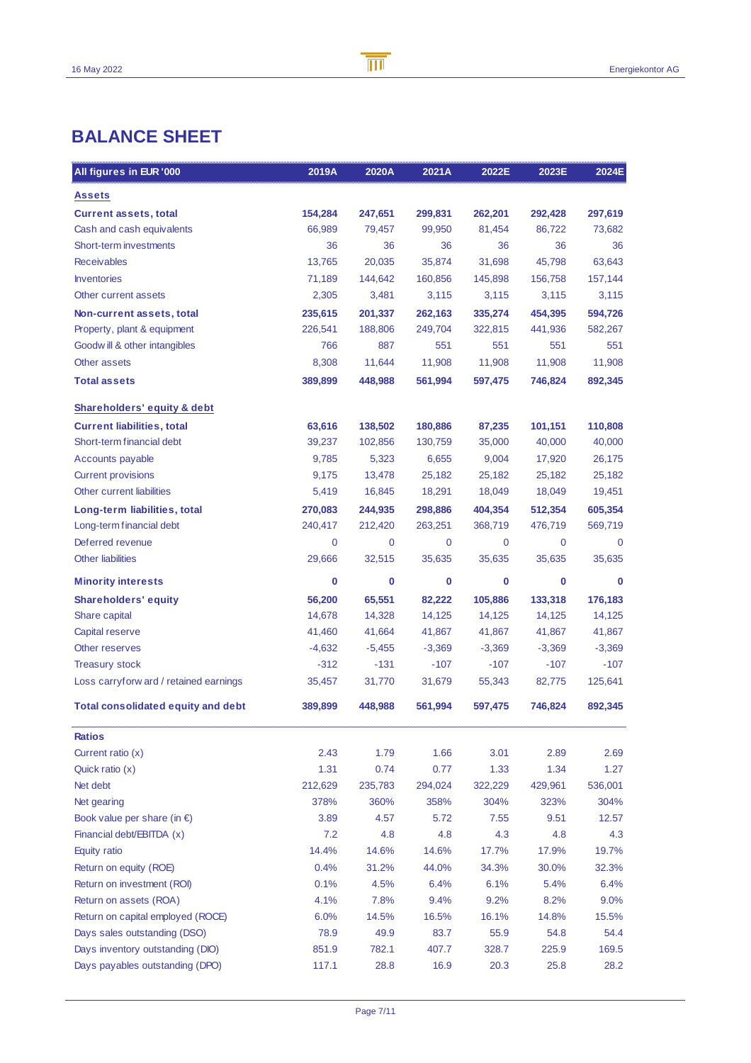# BALANCE SHEET

| All figures in EUR '000 | 2019A | 2020A | 2021A | 2022E | 2023E | 2024E |
|---|---|---|---|---|---|---|
| **Assets** | | | | | | |
| **Current assets, total** | **154,284** | **247,651** | **299,831** | **262,201** | **292,428** | **297,619** |
| Cash and cash equivalents | 66,989 | 79,457 | 99,950 | 81,454 | 86,722 | 73,682 |
| Short-term investments | 36 | 36 | 36 | 36 | 36 | 36 |
| Receivables | 13,765 | 20,035 | 35,874 | 31,698 | 45,798 | 63,643 |
| Inventories | 71,189 | 144,642 | 160,856 | 145,898 | 156,758 | 157,144 |
| Other current assets | 2,305 | 3,481 | 3,115 | 3,115 | 3,115 | 3,115 |
| **Non-current assets, total** | **235,615** | **201,337** | **262,163** | **335,274** | **454,395** | **594,726** |
| Property, plant & equipment | 226,541 | 188,806 | 249,704 | 322,815 | 441,936 | 582,267 |
| Goodwill & other intangibles | 766 | 887 | 551 | 551 | 551 | 551 |
| Other assets | 8,308 | 11,644 | 11,908 | 11,908 | 11,908 | 11,908 |
| **Total assets** | **389,899** | **448,988** | **561,994** | **597,475** | **746,824** | **892,345** |
| **Shareholders' equity & debt** | | | | | | |
| **Current liabilities, total** | **63,616** | **138,502** | **180,886** | **87,235** | **101,151** | **110,808** |
| Short-term financial debt | 39,237 | 102,856 | 130,759 | 35,000 | 40,000 | 40,000 |
| Accounts payable | 9,785 | 5,323 | 6,655 | 9,004 | 17,920 | 26,175 |
| Current provisions | 9,175 | 13,478 | 25,182 | 25,182 | 25,182 | 25,182 |
| Other current liabilities | 5,419 | 16,845 | 18,291 | 18,049 | 18,049 | 19,451 |
| **Long-term liabilities, total** | **270,083** | **244,935** | **298,886** | **404,354** | **512,354** | **605,354** |
| Long-term financial debt | 240,417 | 212,420 | 263,251 | 368,719 | 476,719 | 569,719 |
| Deferred revenue | 0 | 0 | 0 | 0 | 0 | 0 |
| Other liabilities | 29,666 | 32,515 | 35,635 | 35,635 | 35,635 | 35,635 |
| **Minority interests** | **0** | **0** | **0** | **0** | **0** | **0** |
| **Shareholders' equity** | **56,200** | **65,551** | **82,222** | **105,886** | **133,318** | **176,183** |
| Share capital | 14,678 | 14,328 | 14,125 | 14,125 | 14,125 | 14,125 |
| Capital reserve | 41,460 | 41,664 | 41,867 | 41,867 | 41,867 | 41,867 |
| Other reserves | -4,632 | -5,455 | -3,369 | -3,369 | -3,369 | -3,369 |
| Treasury stock | -312 | -131 | -107 | -107 | -107 | -107 |
| Loss carryforward / retained earnings | 35,457 | 31,770 | 31,679 | 55,343 | 82,775 | 125,641 |
| **Total consolidated equity and debt** | **389,899** | **448,988** | **561,994** | **597,475** | **746,824** | **892,345** |

| **Ratios** | 2019A | 2020A | 2021A | 2022E | 2023E | 2024E |
|---|---|---|---|---|---|---|
| Current ratio (x) | 2.43 | 1.79 | 1.66 | 3.01 | 2.89 | 2.69 |
| Quick ratio (x) | 1.31 | 0.74 | 0.77 | 1.33 | 1.34 | 1.27 |
| Net debt | 212,629 | 235,783 | 294,024 | 322,229 | 429,961 | 536,001 |
| Net gearing | 378% | 360% | 358% | 304% | 323% | 304% |
| Book value per share (in €) | 3.89 | 4.57 | 5.72 | 7.55 | 9.51 | 12.57 |
| Financial debt/EBITDA (x) | 7.2 | 4.8 | 4.8 | 4.3 | 4.8 | 4.3 |
| Equity ratio | 14.4% | 14.6% | 14.6% | 17.7% | 17.9% | 19.7% |
| Return on equity (ROE) | 0.4% | 31.2% | 44.0% | 34.3% | 30.0% | 32.3% |
| Return on investment (ROI) | 0.1% | 4.5% | 6.4% | 6.1% | 5.4% | 6.4% |
| Return on assets (ROA) | 4.1% | 7.8% | 9.4% | 9.2% | 8.2% | 9.0% |
| Return on capital employed (ROCE) | 6.0% | 14.5% | 16.5% | 16.1% | 14.8% | 15.5% |
| Days sales outstanding (DSO) | 78.9 | 49.9 | 83.7 | 55.9 | 54.8 | 54.4 |
| Days inventory outstanding (DIO) | 851.9 | 782.1 | 407.7 | 328.7 | 225.9 | 169.5 |
| Days payables outstanding (DPO) | 117.1 | 28.8 | 16.9 | 20.3 | 25.8 | 28.2 |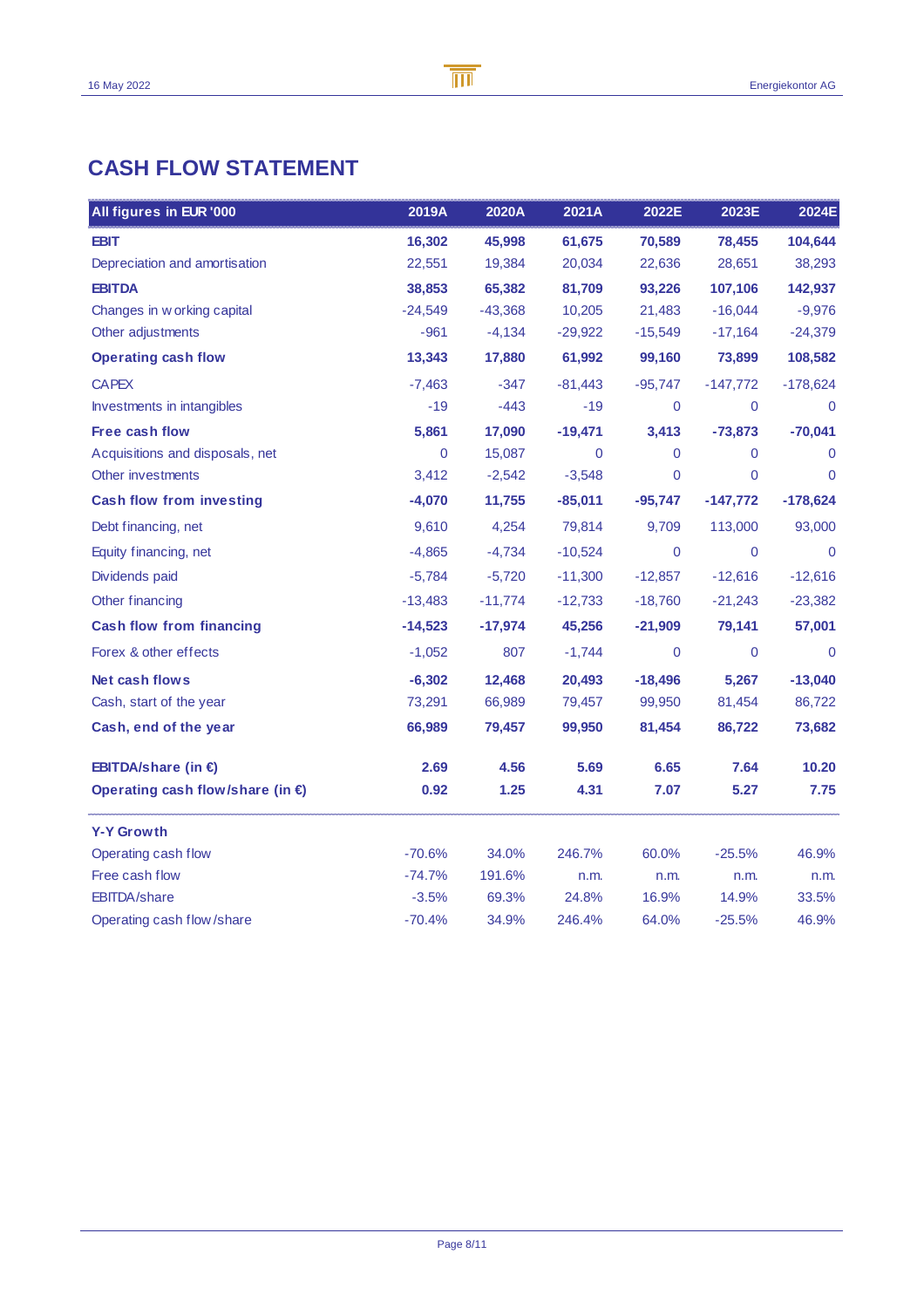# CASH FLOW STATEMENT

| All figures in EUR '000 | 2019A | 2020A | 2021A | 2022E | 2023E | 2024E |
|---|---|---|---|---|---|---|
| **EBIT** | **16,302** | **45,998** | **61,675** | **70,589** | **78,455** | **104,644** |
| Depreciation and amortisation | 22,551 | 19,384 | 20,034 | 22,636 | 28,651 | 38,293 |
| **EBITDA** | **38,853** | **65,382** | **81,709** | **93,226** | **107,106** | **142,937** |
| Changes in working capital | -24,549 | -43,368 | 10,205 | 21,483 | -16,044 | -9,976 |
| Other adjustments | -961 | -4,134 | -29,922 | -15,549 | -17,164 | -24,379 |
| **Operating cash flow** | **13,343** | **17,880** | **61,992** | **99,160** | **73,899** | **108,582** |
| CAPEX | -7,463 | -347 | -81,443 | -95,747 | -147,772 | -178,624 |
| Investments in intangibles | -19 | -443 | -19 | 0 | 0 | 0 |
| **Free cash flow** | **5,861** | **17,090** | **-19,471** | **3,413** | **-73,873** | **-70,041** |
| Acquisitions and disposals, net | 0 | 15,087 | 0 | 0 | 0 | 0 |
| Other investments | 3,412 | -2,542 | -3,548 | 0 | 0 | 0 |
| **Cash flow from investing** | **-4,070** | **11,755** | **-85,011** | **-95,747** | **-147,772** | **-178,624** |
| Debt financing, net | 9,610 | 4,254 | 79,814 | 9,709 | 113,000 | 93,000 |
| Equity financing, net | -4,865 | -4,734 | -10,524 | 0 | 0 | 0 |
| Dividends paid | -5,784 | -5,720 | -11,300 | -12,857 | -12,616 | -12,616 |
| Other financing | -13,483 | -11,774 | -12,733 | -18,760 | -21,243 | -23,382 |
| **Cash flow from financing** | **-14,523** | **-17,974** | **45,256** | **-21,909** | **79,141** | **57,001** |
| Forex & other effects | -1,052 | 807 | -1,744 | 0 | 0 | 0 |
| **Net cash flows** | **-6,302** | **12,468** | **20,493** | **-18,496** | **5,267** | **-13,040** |
| Cash, start of the year | 73,291 | 66,989 | 79,457 | 99,950 | 81,454 | 86,722 |
| **Cash, end of the year** | **66,989** | **79,457** | **99,950** | **81,454** | **86,722** | **73,682** |
| | | | | | | |
| **EBITDA/share (in €)** | **2.69** | **4.56** | **5.69** | **6.65** | **7.64** | **10.20** |
| **Operating cash flow/share (in €)** | **0.92** | **1.25** | **4.31** | **7.07** | **5.27** | **7.75** |
| | | | | | | |
| **Y-Y Growth** | | | | | | |
| Operating cash flow | -70.6% | 34.0% | 246.7% | 60.0% | -25.5% | 46.9% |
| Free cash flow | -74.7% | 191.6% | n.m. | n.m. | n.m. | n.m. |
| EBITDA/share | -3.5% | 69.3% | 24.8% | 16.9% | 14.9% | 33.5% |
| Operating cash flow/share | -70.4% | 34.9% | 246.4% | 64.0% | -25.5% | 46.9% |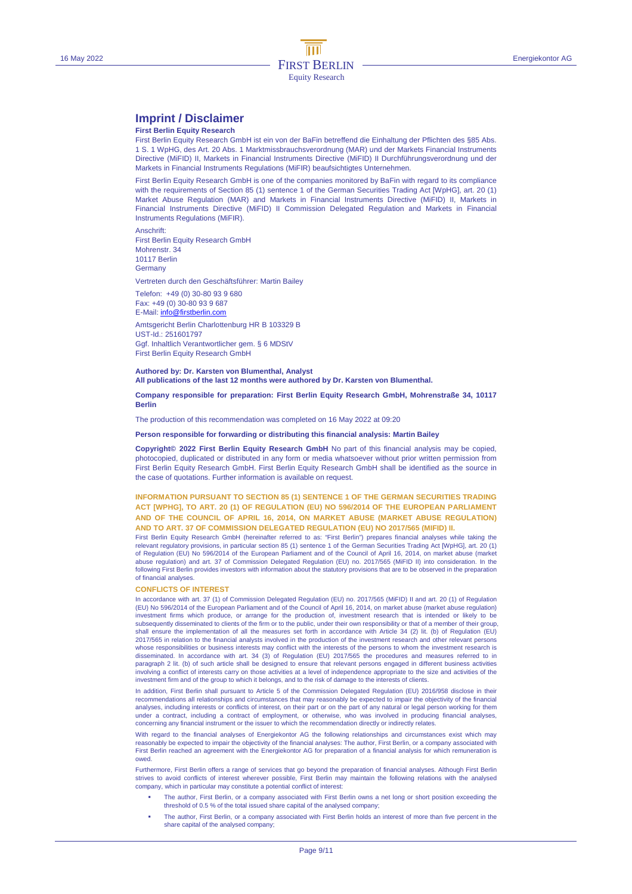# Imprint / Disclaimer

**First Berlin Equity Research**

First Berlin Equity Research GmbH ist ein von der BaFin betreffend die Einhaltung der Pflichten des §85 Abs. 1 S. 1 WpHG, des Art. 20 Abs. 1 Marktmissbrauchsverordnung (MAR) und der Markets Financial Instruments Directive (MiFID) II, Markets in Financial Instruments Directive (MiFID) II Durchführungsverordnung und der Markets in Financial Instruments Regulations (MiFIR) beaufsichtigtes Unternehmen.

First Berlin Equity Research GmbH is one of the companies monitored by BaFin with regard to its compliance with the requirements of Section 85 (1) sentence 1 of the German Securities Trading Act [WpHG], art. 20 (1) Market Abuse Regulation (MAR) and Markets in Financial Instruments Directive (MiFID) II, Markets in Financial Instruments Directive (MiFID) II Commission Delegated Regulation and Markets in Financial Instruments Regulations (MiFIR).

Anschrift:
First Berlin Equity Research GmbH
Mohrenstr. 34
10117 Berlin
Germany

Vertreten durch den Geschäftsführer: Martin Bailey

Telefon: +49 (0) 30-80 93 9 680
Fax: +49 (0) 30-80 93 9 687
E-Mail: info@firstberlin.com

Amtsgericht Berlin Charlottenburg HR B 103329 B
UST-Id.: 251601797
Ggf. Inhaltlich Verantwortlicher gem. § 6 MDStV
First Berlin Equity Research GmbH

**Authored by: Dr. Karsten von Blumenthal, Analyst**
**All publications of the last 12 months were authored by Dr. Karsten von Blumenthal.**

**Company responsible for preparation: First Berlin Equity Research GmbH, Mohrenstraße 34, 10117 Berlin**

The production of this recommendation was completed on 16 May 2022 at 09:20

**Person responsible for forwarding or distributing this financial analysis: Martin Bailey**

**Copyright© 2022 First Berlin Equity Research GmbH** No part of this financial analysis may be copied, photocopied, duplicated or distributed in any form or media whatsoever without prior written permission from First Berlin Equity Research GmbH. First Berlin Equity Research GmbH shall be identified as the source in the case of quotations. Further information is available on request.

## INFORMATION PURSUANT TO SECTION 85 (1) SENTENCE 1 OF THE GERMAN SECURITIES TRADING ACT [WPHG], TO ART. 20 (1) OF REGULATION (EU) NO 596/2014 OF THE EUROPEAN PARLIAMENT AND OF THE COUNCIL OF APRIL 16, 2014, ON MARKET ABUSE (MARKET ABUSE REGULATION) AND TO ART. 37 OF COMMISSION DELEGATED REGULATION (EU) NO 2017/565 (MIFID) II.

First Berlin Equity Research GmbH (hereinafter referred to as: "First Berlin") prepares financial analyses while taking the relevant regulatory provisions, in particular section 85 (1) sentence 1 of the German Securities Trading Act [WpHG], art. 20 (1) of Regulation (EU) No 596/2014 of the European Parliament and of the Council of April 16, 2014, on market abuse (market abuse regulation) and art. 37 of Commission Delegated Regulation (EU) no. 2017/565 (MiFID II) into consideration. In the following First Berlin provides investors with information about the statutory provisions that are to be observed in the preparation of financial analyses.

### CONFLICTS OF INTEREST

In accordance with art. 37 (1) of Commission Delegated Regulation (EU) no. 2017/565 (MiFID) II and art. 20 (1) of Regulation (EU) No 596/2014 of the European Parliament and of the Council of April 16, 2014, on market abuse (market abuse regulation) investment firms which produce, or arrange for the production of, investment research that is intended or likely to be subsequently disseminated to clients of the firm or to the public, under their own responsibility or that of a member of their group, shall ensure the implementation of all the measures set forth in accordance with Article 34 (2) lit. (b) of Regulation (EU) 2017/565 in relation to the financial analysts involved in the production of the investment research and other relevant persons whose responsibilities or business interests may conflict with the interests of the persons to whom the investment research is disseminated. In accordance with art. 34 (3) of Regulation (EU) 2017/565 the procedures and measures referred to in paragraph 2 lit. (b) of such article shall be designed to ensure that relevant persons engaged in different business activities involving a conflict of interests carry on those activities at a level of independence appropriate to the size and activities of the investment firm and of the group to which it belongs, and to the risk of damage to the interests of clients.

In addition, First Berlin shall pursuant to Article 5 of the Commission Delegated Regulation (EU) 2016/958 disclose in their recommendations all relationships and circumstances that may reasonably be expected to impair the objectivity of the financial analyses, including interests or conflicts of interest, on their part or on the part of any natural or legal person working for them under a contract, including a contract of employment, or otherwise, who was involved in producing financial analyses, concerning any financial instrument or the issuer to which the recommendation directly or indirectly relates.

With regard to the financial analyses of Energiekontor AG the following relationships and circumstances exist which may reasonably be expected to impair the objectivity of the financial analyses: The author, First Berlin, or a company associated with First Berlin reached an agreement with the Energiekontor AG for preparation of a financial analysis for which remuneration is owed.

Furthermore, First Berlin offers a range of services that go beyond the preparation of financial analyses. Although First Berlin strives to avoid conflicts of interest wherever possible, First Berlin may maintain the following relations with the analysed company, which in particular may constitute a potential conflict of interest:

- The author, First Berlin, or a company associated with First Berlin owns a net long or short position exceeding the threshold of 0.5 % of the total issued share capital of the analysed company;
- The author, First Berlin, or a company associated with First Berlin holds an interest of more than five percent in the share capital of the analysed company;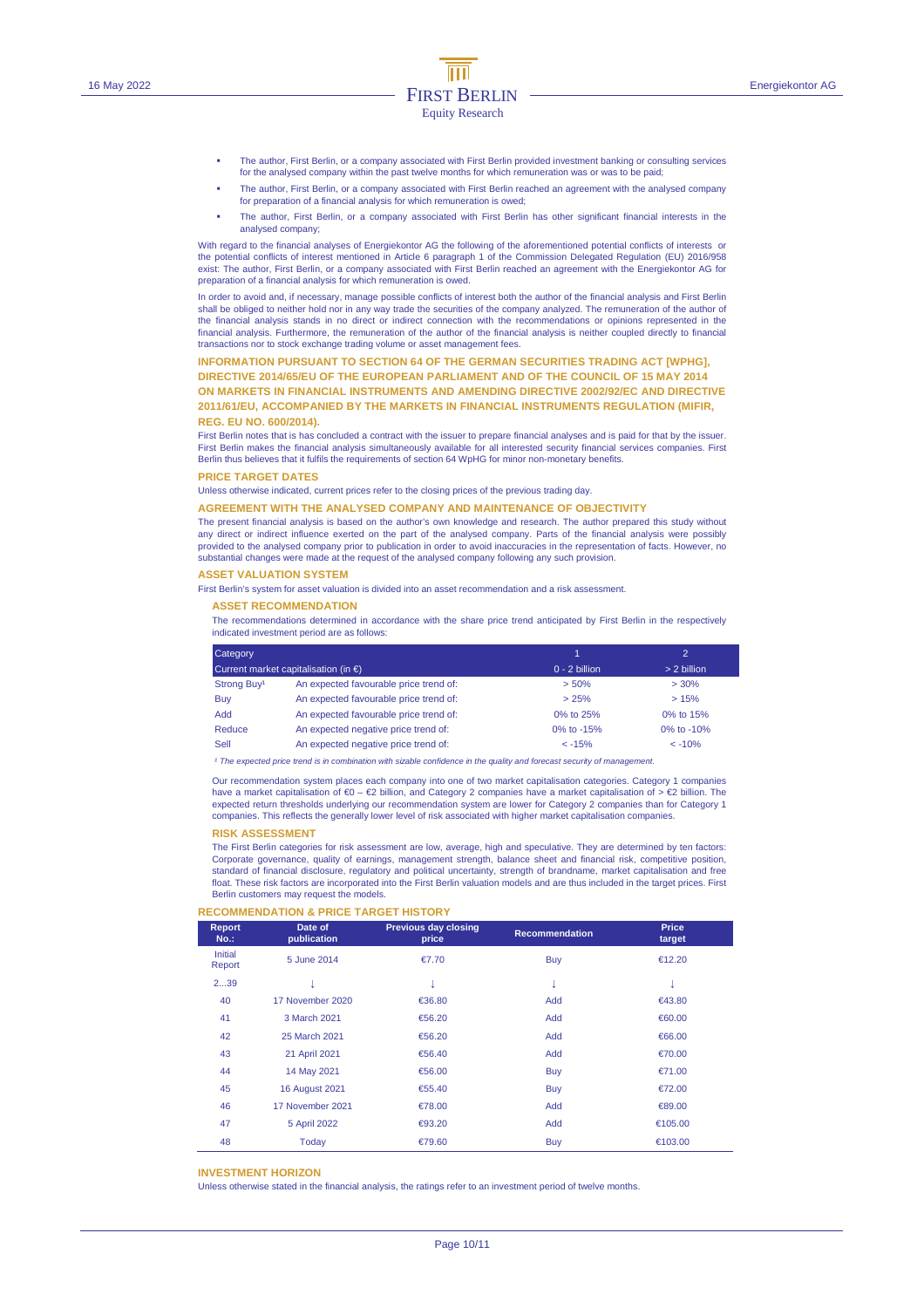- The author, First Berlin, or a company associated with First Berlin provided investment banking or consulting services for the analysed company within the past twelve months for which remuneration was or was to be paid;
- The author, First Berlin, or a company associated with First Berlin reached an agreement with the analysed company for preparation of a financial analysis for which remuneration is owed;
- The author, First Berlin, or a company associated with First Berlin has other significant financial interests in the analysed company;

With regard to the financial analyses of Energiekontor AG the following of the aforementioned potential conflicts of interests or the potential conflicts of interest mentioned in Article 6 paragraph 1 of the Commission Delegated Regulation (EU) 2016/958 exist: The author, First Berlin, or a company associated with First Berlin reached an agreement with the Energiekontor AG for preparation of a financial analysis for which remuneration is owed.

In order to avoid and, if necessary, manage possible conflicts of interest both the author of the financial analysis and First Berlin shall be obliged to neither hold nor in any way trade the securities of the company analyzed. The remuneration of the author of the financial analysis stands in no direct or indirect connection with the recommendations or opinions represented in the financial analysis. Furthermore, the remuneration of the author of the financial analysis is neither coupled directly to financial transactions nor to stock exchange trading volume or asset management fees.

## INFORMATION PURSUANT TO SECTION 64 OF THE GERMAN SECURITIES TRADING ACT [WPHG], DIRECTIVE 2014/65/EU OF THE EUROPEAN PARLIAMENT AND OF THE COUNCIL OF 15 MAY 2014 ON MARKETS IN FINANCIAL INSTRUMENTS AND AMENDING DIRECTIVE 2002/92/EC AND DIRECTIVE 2011/61/EU, ACCOMPANIED BY THE MARKETS IN FINANCIAL INSTRUMENTS REGULATION (MIFIR, REG. EU NO. 600/2014).

First Berlin notes that is has concluded a contract with the issuer to prepare financial analyses and is paid for that by the issuer. First Berlin makes the financial analysis simultaneously available for all interested security financial services companies. First Berlin thus believes that it fulfils the requirements of section 64 WpHG for minor non-monetary benefits.

## PRICE TARGET DATES

Unless otherwise indicated, current prices refer to the closing prices of the previous trading day.

## AGREEMENT WITH THE ANALYSED COMPANY AND MAINTENANCE OF OBJECTIVITY

The present financial analysis is based on the author's own knowledge and research. The author prepared this study without any direct or indirect influence exerted on the part of the analysed company. Parts of the financial analysis were possibly provided to the analysed company prior to publication in order to avoid inaccuracies in the representation of facts. However, no substantial changes were made at the request of the analysed company following any such provision.

## ASSET VALUATION SYSTEM

First Berlin's system for asset valuation is divided into an asset recommendation and a risk assessment.

### ASSET RECOMMENDATION

The recommendations determined in accordance with the share price trend anticipated by First Berlin in the respectively indicated investment period are as follows:

| Category | | 1 | 2 |
|---|---|---|---|
| Current market capitalisation (in €) | | 0 - 2 billion | > 2 billion |
| Strong Buy[1] | An expected favourable price trend of: | > 50% | > 30% |
| Buy | An expected favourable price trend of: | > 25% | > 15% |
| Add | An expected favourable price trend of: | 0% to 25% | 0% to 15% |
| Reduce | An expected negative price trend of: | 0% to -15% | 0% to -10% |
| Sell | An expected negative price trend of: | < -15% | < -10% |

*[1] The expected price trend is in combination with sizable confidence in the quality and forecast security of management.*

Our recommendation system places each company into one of two market capitalisation categories. Category 1 companies have a market capitalisation of €0 – €2 billion, and Category 2 companies have a market capitalisation of > €2 billion. The expected return thresholds underlying our recommendation system are lower for Category 2 companies than for Category 1 companies. This reflects the generally lower level of risk associated with higher market capitalisation companies.

### RISK ASSESSMENT

The First Berlin categories for risk assessment are low, average, high and speculative. They are determined by ten factors: Corporate governance, quality of earnings, management strength, balance sheet and financial risk, competitive position, standard of financial disclosure, regulatory and political uncertainty, strength of brandname, market capitalisation and free float. These risk factors are incorporated into the First Berlin valuation models and are thus included in the target prices. First Berlin customers may request the models.

## RECOMMENDATION & PRICE TARGET HISTORY

| Report No.: | Date of publication | Previous day closing price | Recommendation | Price target |
|---|---|---|---|---|
| Initial Report | 5 June 2014 | €7.70 | Buy | €12.20 |
| 2...39 | ↓ | ↓ | ↓ | ↓ |
| 40 | 17 November 2020 | €36.80 | Add | €43.80 |
| 41 | 3 March 2021 | €56.20 | Add | €60.00 |
| 42 | 25 March 2021 | €56.20 | Add | €66.00 |
| 43 | 21 April 2021 | €56.40 | Add | €70.00 |
| 44 | 14 May 2021 | €56.00 | Buy | €71.00 |
| 45 | 16 August 2021 | €55.40 | Buy | €72.00 |
| 46 | 17 November 2021 | €78.00 | Add | €89.00 |
| 47 | 5 April 2022 | €93.20 | Add | €105.00 |
| 48 | Today | €79.60 | Buy | €103.00 |

## INVESTMENT HORIZON

Unless otherwise stated in the financial analysis, the ratings refer to an investment period of twelve months.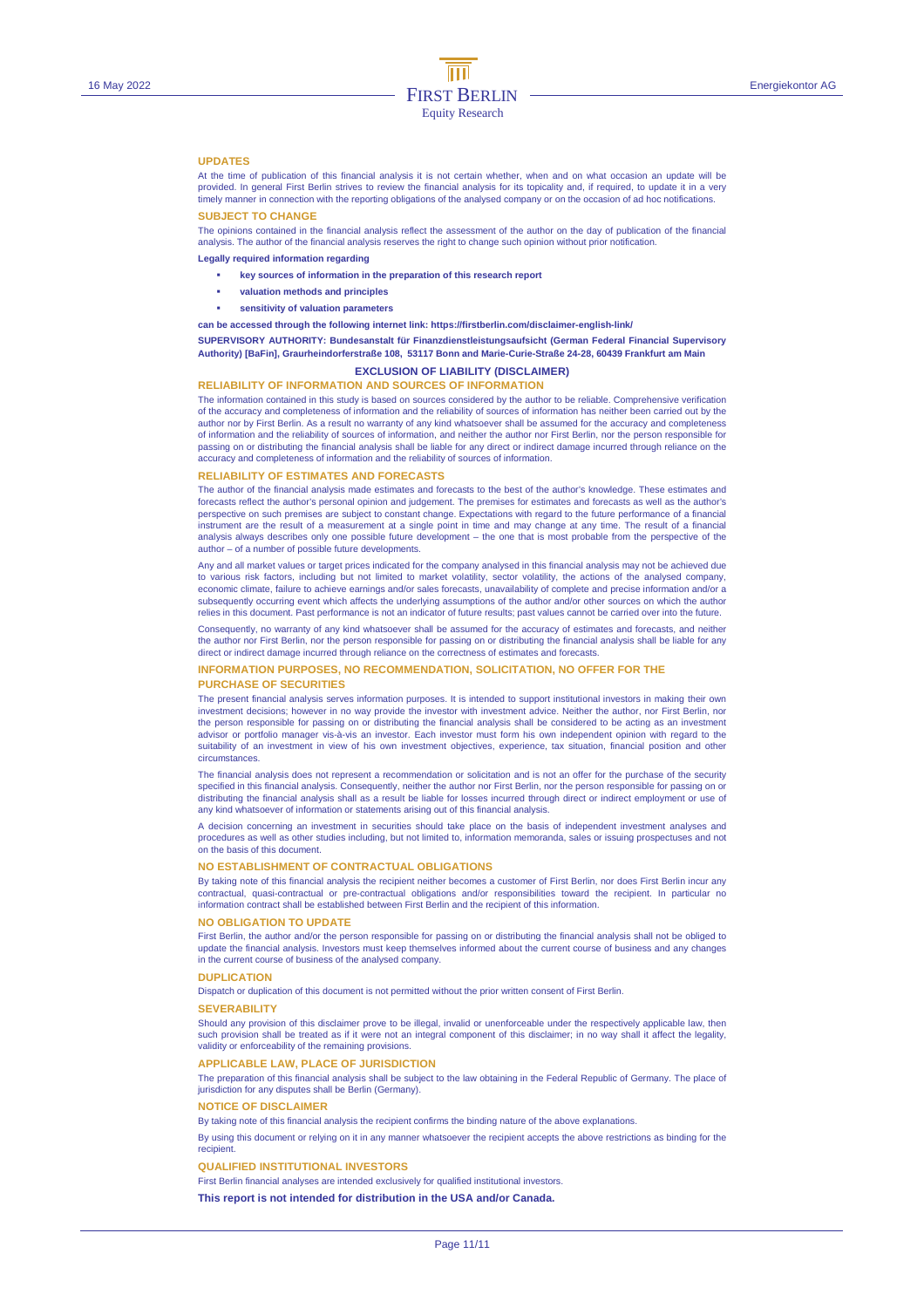## UPDATES

At the time of publication of this financial analysis it is not certain whether, when and on what occasion an update will be provided. In general First Berlin strives to review the financial analysis for its topicality and, if required, to update it in a very timely manner in connection with the reporting obligations of the analysed company or on the occasion of ad hoc notifications.

## SUBJECT TO CHANGE

The opinions contained in the financial analysis reflect the assessment of the author on the day of publication of the financial analysis. The author of the financial analysis reserves the right to change such opinion without prior notification.

**Legally required information regarding**

- **key sources of information in the preparation of this research report**
- **valuation methods and principles**
- **sensitivity of valuation parameters**

**can be accessed through the following internet link: https://firstberlin.com/disclaimer-english-link/**

**SUPERVISORY AUTHORITY: Bundesanstalt für Finanzdienstleistungsaufsicht (German Federal Financial Supervisory Authority) [BaFin], Graurheindorferstraße 108, 53117 Bonn and Marie-Curie-Straße 24-28, 60439 Frankfurt am Main**

# EXCLUSION OF LIABILITY (DISCLAIMER)

## RELIABILITY OF INFORMATION AND SOURCES OF INFORMATION

The information contained in this study is based on sources considered by the author to be reliable. Comprehensive verification of the accuracy and completeness of information and the reliability of sources of information has neither been carried out by the author nor by First Berlin. As a result no warranty of any kind whatsoever shall be assumed for the accuracy and completeness of information and the reliability of sources of information, and neither the author nor First Berlin, nor the person responsible for passing on or distributing the financial analysis shall be liable for any direct or indirect damage incurred through reliance on the accuracy and completeness of information and the reliability of sources of information.

## RELIABILITY OF ESTIMATES AND FORECASTS

The author of the financial analysis made estimates and forecasts to the best of the author's knowledge. These estimates and forecasts reflect the author's personal opinion and judgement. The premises for estimates and forecasts as well as the author's perspective on such premises are subject to constant change. Expectations with regard to the future performance of a financial instrument are the result of a measurement at a single point in time and may change at any time. The result of a financial analysis always describes only one possible future development – the one that is most probable from the perspective of the author – of a number of possible future developments.

Any and all market values or target prices indicated for the company analysed in this financial analysis may not be achieved due to various risk factors, including but not limited to market volatility, sector volatility, the actions of the analysed company, economic climate, failure to achieve earnings and/or sales forecasts, unavailability of complete and precise information and/or a subsequently occurring event which affects the underlying assumptions of the author and/or other sources on which the author relies in this document. Past performance is not an indicator of future results; past values cannot be carried over into the future.

Consequently, no warranty of any kind whatsoever shall be assumed for the accuracy of estimates and forecasts, and neither the author nor First Berlin, nor the person responsible for passing on or distributing the financial analysis shall be liable for any direct or indirect damage incurred through reliance on the correctness of estimates and forecasts.

## INFORMATION PURPOSES, NO RECOMMENDATION, SOLICITATION, NO OFFER FOR THE PURCHASE OF SECURITIES

The present financial analysis serves information purposes. It is intended to support institutional investors in making their own investment decisions; however in no way provide the investor with investment advice. Neither the author, nor First Berlin, nor the person responsible for passing on or distributing the financial analysis shall be considered to be acting as an investment advisor or portfolio manager vis-à-vis an investor. Each investor must form his own independent opinion with regard to the suitability of an investment in view of his own investment objectives, experience, tax situation, financial position and other circumstances.

The financial analysis does not represent a recommendation or solicitation and is not an offer for the purchase of the security specified in this financial analysis. Consequently, neither the author nor First Berlin, nor the person responsible for passing on or distributing the financial analysis shall as a result be liable for losses incurred through direct or indirect employment or use of any kind whatsoever of information or statements arising out of this financial analysis.

A decision concerning an investment in securities should take place on the basis of independent investment analyses and procedures as well as other studies including, but not limited to, information memoranda, sales or issuing prospectuses and not on the basis of this document.

## NO ESTABLISHMENT OF CONTRACTUAL OBLIGATIONS

By taking note of this financial analysis the recipient neither becomes a customer of First Berlin, nor does First Berlin incur any contractual, quasi-contractual or pre-contractual obligations and/or responsibilities toward the recipient. In particular no information contract shall be established between First Berlin and the recipient of this information.

## NO OBLIGATION TO UPDATE

First Berlin, the author and/or the person responsible for passing on or distributing the financial analysis shall not be obliged to update the financial analysis. Investors must keep themselves informed about the current course of business and any changes in the current course of business of the analysed company.

## DUPLICATION

Dispatch or duplication of this document is not permitted without the prior written consent of First Berlin.

## SEVERABILITY

Should any provision of this disclaimer prove to be illegal, invalid or unenforceable under the respectively applicable law, then such provision shall be treated as if it were not an integral component of this disclaimer; in no way shall it affect the legality, validity or enforceability of the remaining provisions.

## APPLICABLE LAW, PLACE OF JURISDICTION

The preparation of this financial analysis shall be subject to the law obtaining in the Federal Republic of Germany. The place of jurisdiction for any disputes shall be Berlin (Germany).

## NOTICE OF DISCLAIMER

By taking note of this financial analysis the recipient confirms the binding nature of the above explanations.

By using this document or relying on it in any manner whatsoever the recipient accepts the above restrictions as binding for the recipient.

## QUALIFIED INSTITUTIONAL INVESTORS

First Berlin financial analyses are intended exclusively for qualified institutional investors.

**This report is not intended for distribution in the USA and/or Canada.**